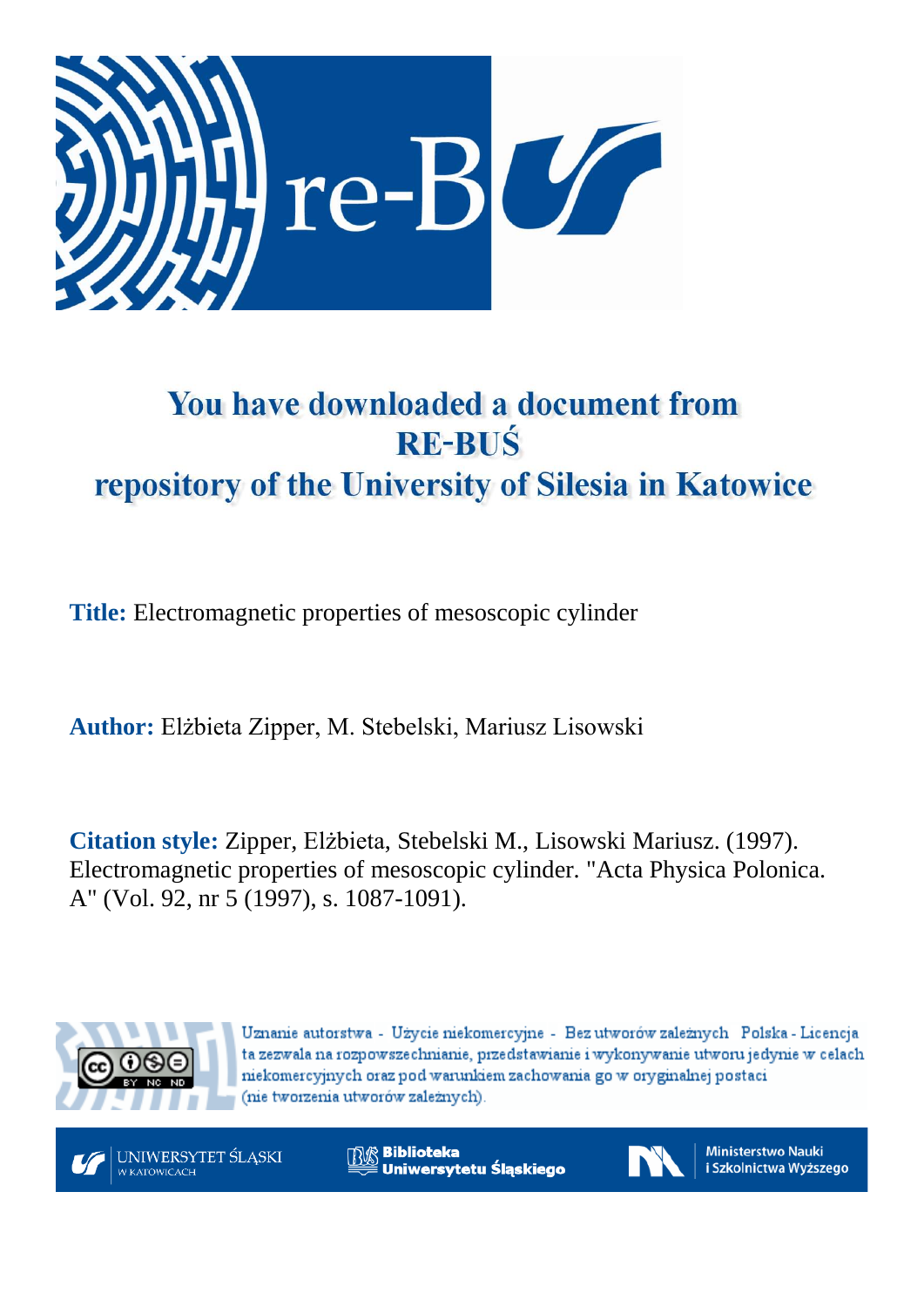# You have downloaded a document from RE-BUŚ repository of the University of Silesia in Katowice

**Title:** Electromagnetic properties of mesoscopic cylinder

**Author:** Elżbieta Zipper, M. Stebelski, Mariusz Lisowski

**Citation style:** Zipper, Elżbieta, Stebelski M., Lisowski Mariusz. (1997). Electromagnetic properties of mesoscopic cylinder. "Acta Physica Polonica. A" (Vol. 92, nr 5 (1997), s. 1087-1091).

Uznanie autorstwa - Użycie niekomercyjne - Bez utworów zależnych Polska - Licencja ta zezwala na rozpowszechnianie, przedstawianie i wykonywanie utworu jedynie w celach niekomercyjnych oraz pod warunkiem zachowania go w oryginalnej postaci (nie tworzenia utworów zależnych).

UNIWERSYTET ŚLĄSKI W KATOWICACH

Biblioteka Uniwersytetu Śląskiego

Ministerstwo Nauki i Szkolnictwa Wyższego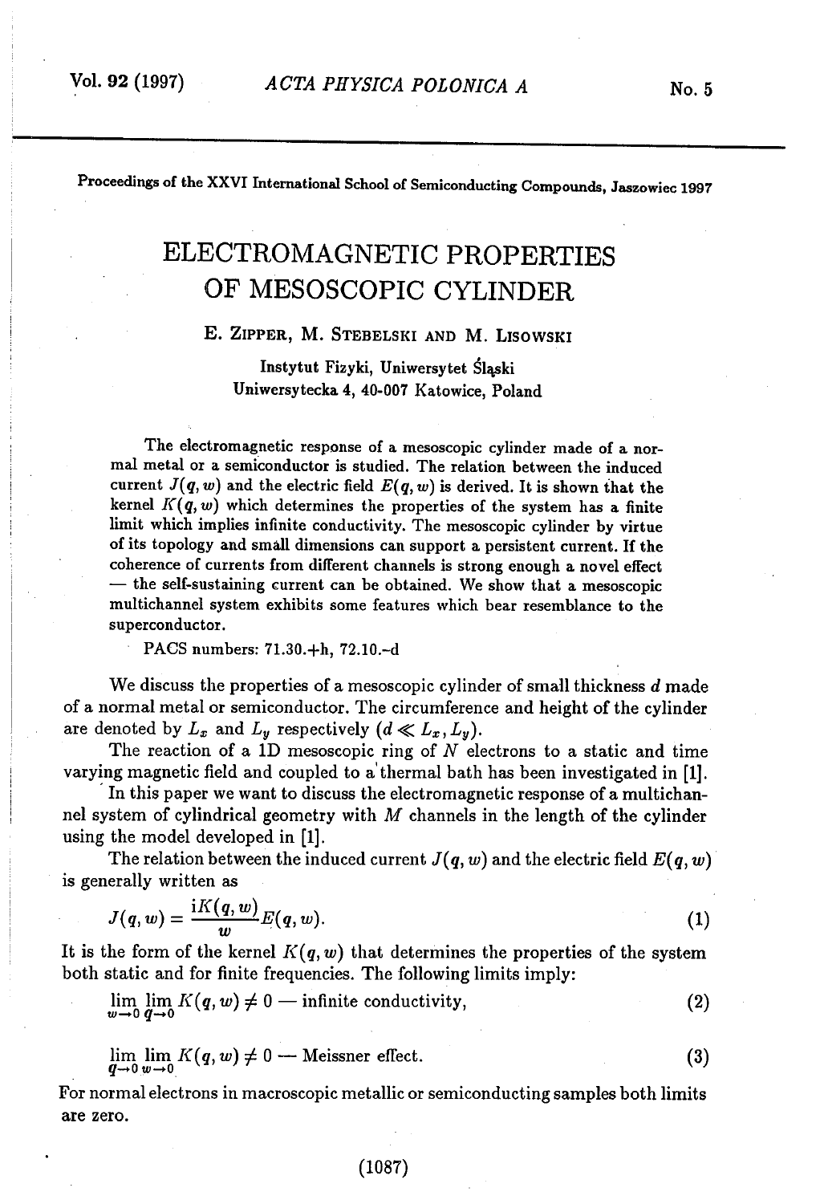Proceedings of the XXVI International School of Semiconducting Compounds, Jaszowiec 1997

# ELECTROMAGNETIC PROPERTIES OF MESOSCOPIC CYLINDER

E. Zipper, M. Stebelski and M. Lisowski

Instytut Fizyki, Uniwersytet Śląski
Uniwersytecka 4, 40-007 Katowice, Poland

The electromagnetic response of a mesoscopic cylinder made of a normal metal or a semiconductor is studied. The relation between the induced current $J(q,w)$ and the electric field $E(q,w)$ is derived. It is shown that the kernel $K(q,w)$ which determines the properties of the system has a finite limit which implies infinite conductivity. The mesoscopic cylinder by virtue of its topology and small dimensions can support a persistent current. If the coherence of currents from different channels is strong enough a novel effect — the self-sustaining current can be obtained. We show that a mesoscopic multichannel system exhibits some features which bear resemblance to the superconductor.

PACS numbers: 71.30.+h, 72.10.-d

We discuss the properties of a mesoscopic cylinder of small thickness $d$ made of a normal metal or semiconductor. The circumference and height of the cylinder are denoted by $L_x$ and $L_y$ respectively ($d \ll L_x, L_y$).

The reaction of a 1D mesoscopic ring of $N$ electrons to a static and time varying magnetic field and coupled to a thermal bath has been investigated in [1].

In this paper we want to discuss the electromagnetic response of a multichannel system of cylindrical geometry with $M$ channels in the length of the cylinder using the model developed in [1].

The relation between the induced current $J(q,w)$ and the electric field $E(q,w)$ is generally written as

$$J(q,w) = \frac{\mathrm{i}K(q,w)}{w} E(q,w). \tag{1}$$

It is the form of the kernel $K(q,w)$ that determines the properties of the system both static and for finite frequencies. The following limits imply:

$$\lim_{w\to 0} \lim_{q\to 0} K(q,w) \neq 0 \text{ — infinite conductivity,} \tag{2}$$

$$\lim_{q\to 0} \lim_{w\to 0} K(q,w) \neq 0 \text{ — Meissner effect.} \tag{3}$$

For normal electrons in macroscopic metallic or semiconducting samples both limits are zero.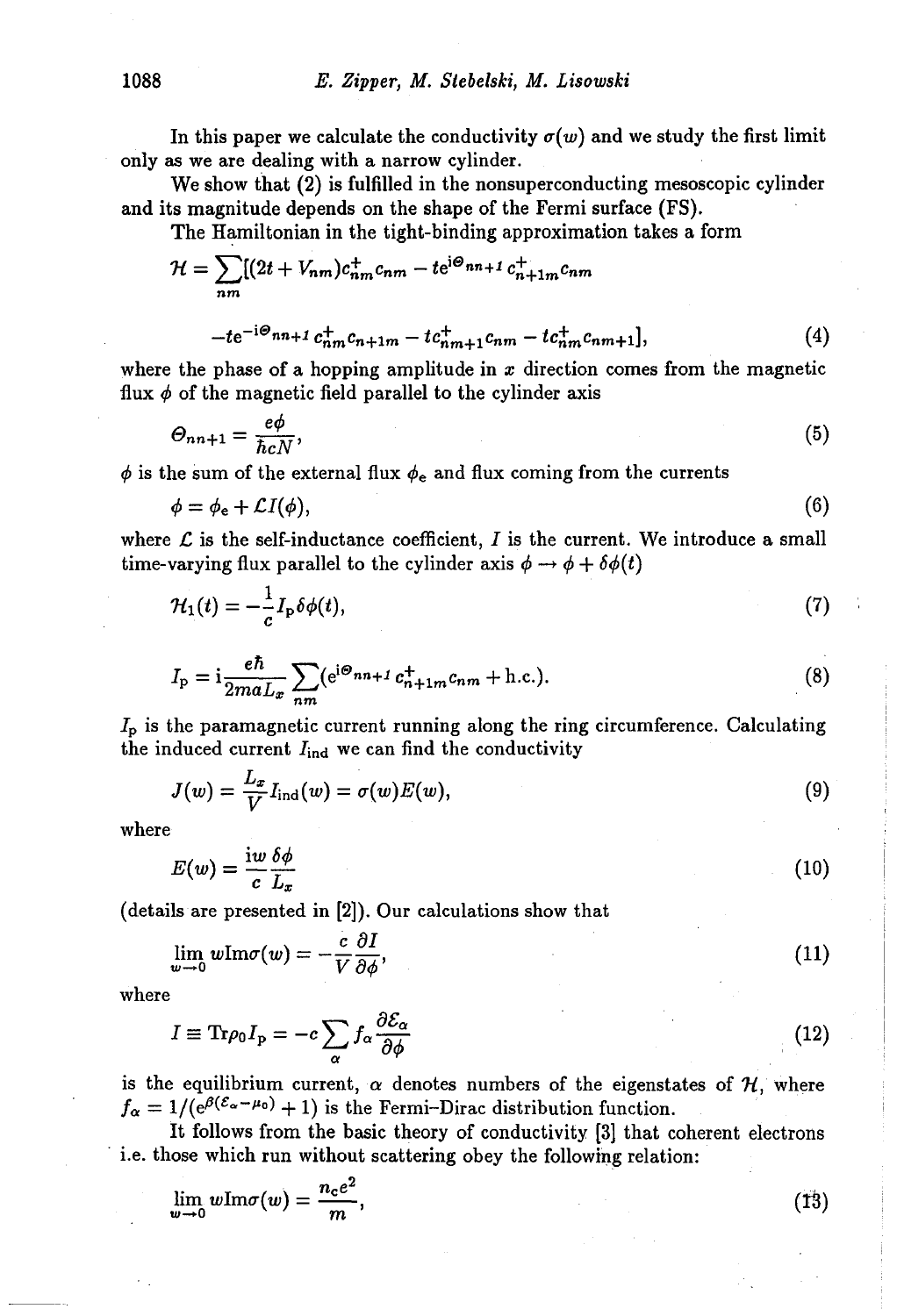In this paper we calculate the conductivity $\sigma(w)$ and we study the first limit only as we are dealing with a narrow cylinder.

We show that (2) is fulfilled in the nonsuperconducting mesoscopic cylinder and its magnitude depends on the shape of the Fermi surface (FS).

The Hamiltonian in the tight-binding approximation takes a form

$$\mathcal{H} = \sum_{nm}[(2t + V_{nm})c^{+}_{nm}c_{nm} - te^{\mathrm{i}\Theta_{nn+1}}c^{+}_{n+1m}c_{nm}$$

$$-te^{-\mathrm{i}\Theta_{nn+1}}c^{+}_{nm}c_{n+1m} - tc^{+}_{nm+1}c_{nm} - tc^{+}_{nm}c_{nm+1}], \tag{4}$$

where the phase of a hopping amplitude in $x$ direction comes from the magnetic flux $\phi$ of the magnetic field parallel to the cylinder axis

$$\Theta_{nn+1} = \frac{e\phi}{\hbar cN}, \tag{5}$$

$\phi$ is the sum of the external flux $\phi_e$ and flux coming from the currents

$$\phi = \phi_e + \mathcal{L}I(\phi), \tag{6}$$

where $\mathcal{L}$ is the self-inductance coefficient, $I$ is the current. We introduce a small time-varying flux parallel to the cylinder axis $\phi \to \phi + \delta\phi(t)$

$$\mathcal{H}_1(t) = -\frac{1}{c}I_p\delta\phi(t), \tag{7}$$

$$I_p = \mathrm{i}\frac{e\hbar}{2maL_x}\sum_{nm}(e^{\mathrm{i}\Theta_{nn+1}}c^{+}_{n+1m}c_{nm} + \mathrm{h.c.}). \tag{8}$$

$I_p$ is the paramagnetic current running along the ring circumference. Calculating the induced current $I_{\mathrm{ind}}$ we can find the conductivity

$$J(w) = \frac{L_x}{V}I_{\mathrm{ind}}(w) = \sigma(w)E(w), \tag{9}$$

where

$$E(w) = \frac{\mathrm{i}w}{c}\frac{\delta\phi}{L_x} \tag{10}$$

(details are presented in [2]). Our calculations show that

$$\lim_{w\to 0} w\mathrm{Im}\sigma(w) = -\frac{c}{V}\frac{\partial I}{\partial\phi}, \tag{11}$$

where

$$I \equiv \mathrm{Tr}\rho_0 I_p = -c\sum_{\alpha} f_\alpha \frac{\partial\mathcal{E}_\alpha}{\partial\phi} \tag{12}$$

is the equilibrium current, $\alpha$ denotes numbers of the eigenstates of $\mathcal{H}$, where $f_\alpha = 1/(e^{\beta(\mathcal{E}_\alpha - \mu_0)} + 1)$ is the Fermi–Dirac distribution function.

It follows from the basic theory of conductivity [3] that coherent electrons i.e. those which run without scattering obey the following relation:

$$\lim_{w\to 0} w\mathrm{Im}\sigma(w) = \frac{n_c e^2}{m}, \tag{13}$$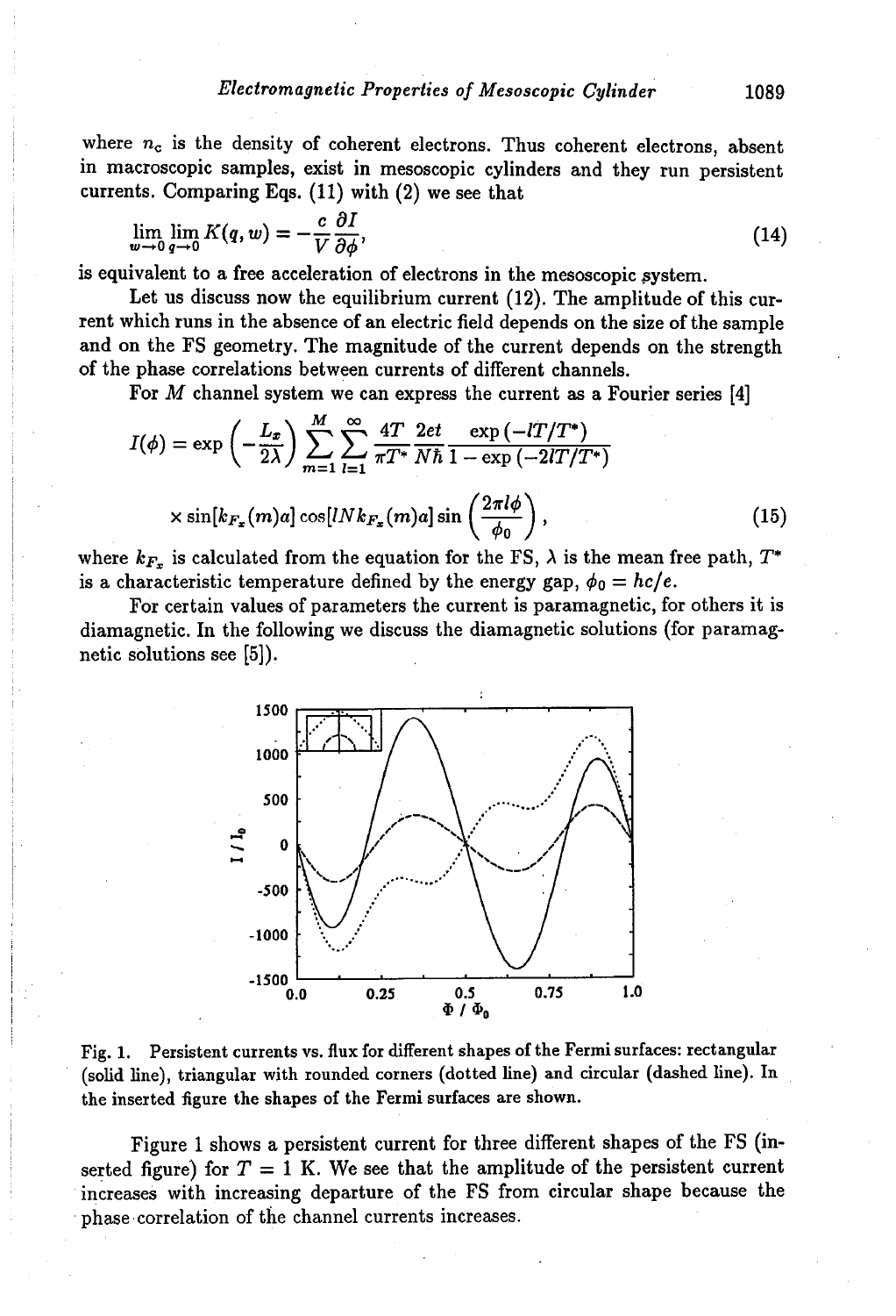where $n_c$ is the density of coherent electrons. Thus coherent electrons, absent in macroscopic samples, exist in mesoscopic cylinders and they run persistent currents. Comparing Eqs. (11) with (2) we see that

$$\lim_{w \to 0} \lim_{q \to 0} K(q, w) = -\frac{c}{V} \frac{\partial I}{\partial \phi}, \tag{14}$$

is equivalent to a free acceleration of electrons in the mesoscopic system.

Let us discuss now the equilibrium current (12). The amplitude of this current which runs in the absence of an electric field depends on the size of the sample and on the FS geometry. The magnitude of the current depends on the strength of the phase correlations between currents of different channels.

For $M$ channel system we can express the current as a Fourier series [4]

$$I(\phi) = \exp\left(-\frac{L_x}{2\lambda}\right) \sum_{m=1}^{M} \sum_{l=1}^{\infty} \frac{4T}{\pi T^*} \frac{2et}{N\hbar} \frac{\exp(-lT/T^*)}{1 - \exp(-2lT/T^*)}$$
$$\times \sin[k_{F_x}(m)a] \cos[lNk_{F_x}(m)a] \sin\left(\frac{2\pi l \phi}{\phi_0}\right), \tag{15}$$

where $k_{F_x}$ is calculated from the equation for the FS, $\lambda$ is the mean free path, $T^*$ is a characteristic temperature defined by the energy gap, $\phi_0 = hc/e$.

For certain values of parameters the current is paramagnetic, for others it is diamagnetic. In the following we discuss the diamagnetic solutions (for paramagnetic solutions see [5]).

1500
1000
500
0
-500
-1000
-1500
$I / I_0$
0.0
0.25
0.5
0.75
1.0
$\Phi / \Phi_0$

Fig. 1. Persistent currents vs. flux for different shapes of the Fermi surfaces: rectangular (solid line), triangular with rounded corners (dotted line) and circular (dashed line). In the inserted figure the shapes of the Fermi surfaces are shown.

Figure 1 shows a persistent current for three different shapes of the FS (inserted figure) for $T = 1$ K. We see that the amplitude of the persistent current increases with increasing departure of the FS from circular shape because the phase correlation of the channel currents increases.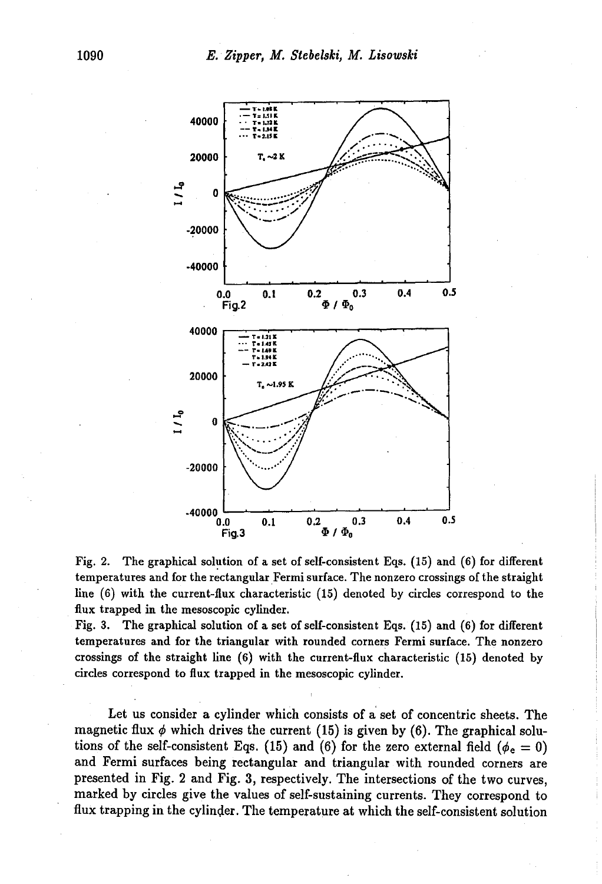40000
T=1.08 K
T=1.51 K
T=1.72 K
T=1.94 K
T=2.15 K
20000
$T_c$ ~2 K
0
-20000
-40000
$I / I_0$
0.0 0.1 0.2 0.3 0.4 0.5
Fig.2
$\Phi / \Phi_0$

40000
T=1.21 K
T=1.43 K
T=1.69 K
T=1.94 K
T=2.42 K
20000
$T_c$ ~1.95 K
0
-20000
-40000
$I / I_0$
0.0 0.1 0.2 0.3 0.4 0.5
Fig.3
$\Phi / \Phi_0$

Fig. 2. The graphical solution of a set of self-consistent Eqs. (15) and (6) for different temperatures and for the rectangular Fermi surface. The nonzero crossings of the straight line (6) with the current-flux characteristic (15) denoted by circles correspond to the flux trapped in the mesoscopic cylinder.

Fig. 3. The graphical solution of a set of self-consistent Eqs. (15) and (6) for different temperatures and for the triangular with rounded corners Fermi surface. The nonzero crossings of the straight line (6) with the current-flux characteristic (15) denoted by circles correspond to flux trapped in the mesoscopic cylinder.

Let us consider a cylinder which consists of a set of concentric sheets. The magnetic flux $\phi$ which drives the current (15) is given by (6). The graphical solutions of the self-consistent Eqs. (15) and (6) for the zero external field ($\phi_e = 0$) and Fermi surfaces being rectangular and triangular with rounded corners are presented in Fig. 2 and Fig. 3, respectively. The intersections of the two curves, marked by circles give the values of self-sustaining currents. They correspond to flux trapping in the cylinder. The temperature at which the self-consistent solution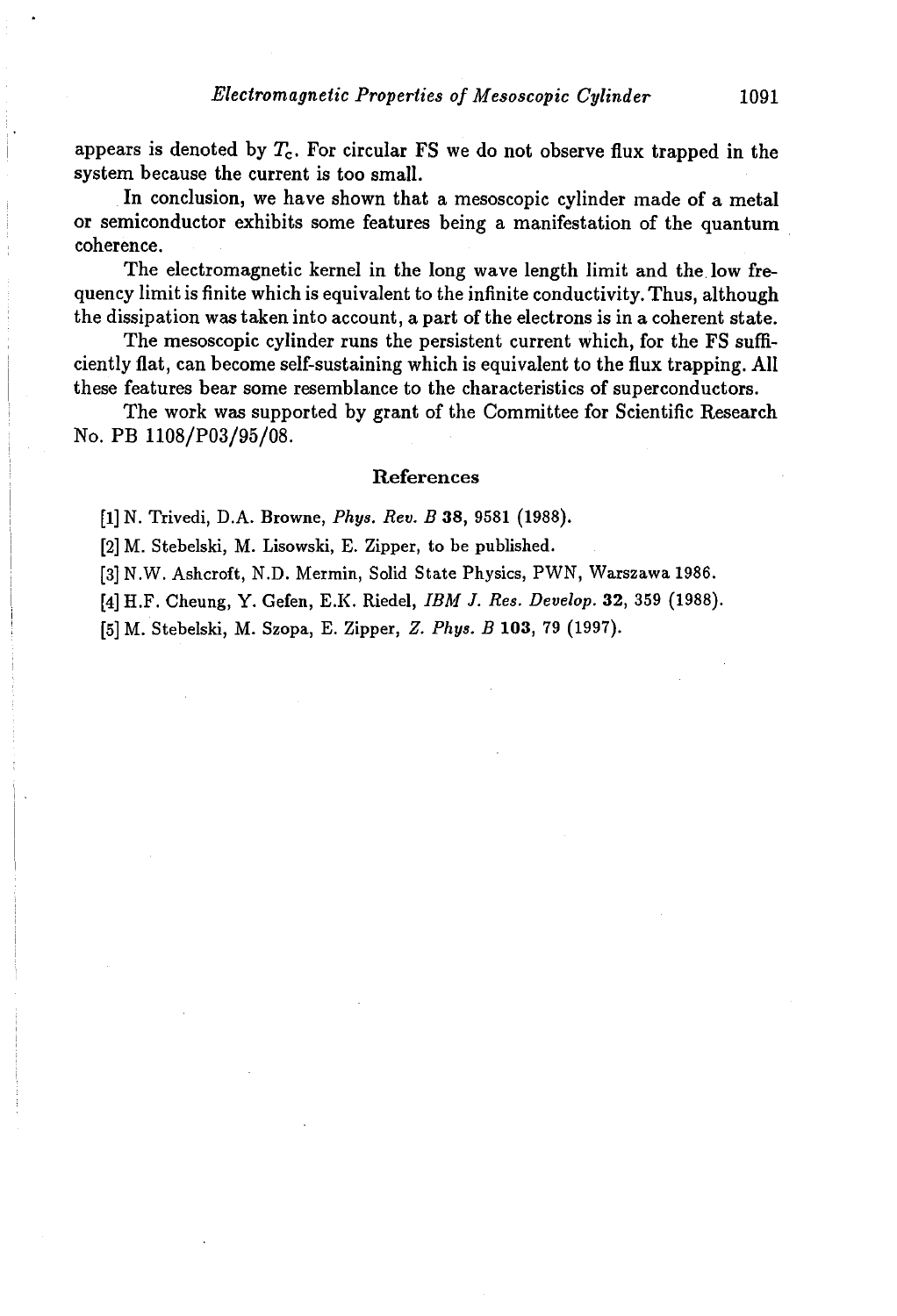appears is denoted by $T_c$. For circular FS we do not observe flux trapped in the system because the current is too small.

In conclusion, we have shown that a mesoscopic cylinder made of a metal or semiconductor exhibits some features being a manifestation of the quantum coherence.

The electromagnetic kernel in the long wave length limit and the low frequency limit is finite which is equivalent to the infinite conductivity. Thus, although the dissipation was taken into account, a part of the electrons is in a coherent state.

The mesoscopic cylinder runs the persistent current which, for the FS sufficiently flat, can become self-sustaining which is equivalent to the flux trapping. All these features bear some resemblance to the characteristics of superconductors.

The work was supported by grant of the Committee for Scientific Research No. PB 1108/P03/95/08.

## References

[1] N. Trivedi, D.A. Browne, *Phys. Rev. B* **38**, 9581 (1988).

[2] M. Stebelski, M. Lisowski, E. Zipper, to be published.

[3] N.W. Ashcroft, N.D. Mermin, Solid State Physics, PWN, Warszawa 1986.

[4] H.F. Cheung, Y. Gefen, E.K. Riedel, *IBM J. Res. Develop.* **32**, 359 (1988).

[5] M. Stebelski, M. Szopa, E. Zipper, *Z. Phys. B* **103**, 79 (1997).